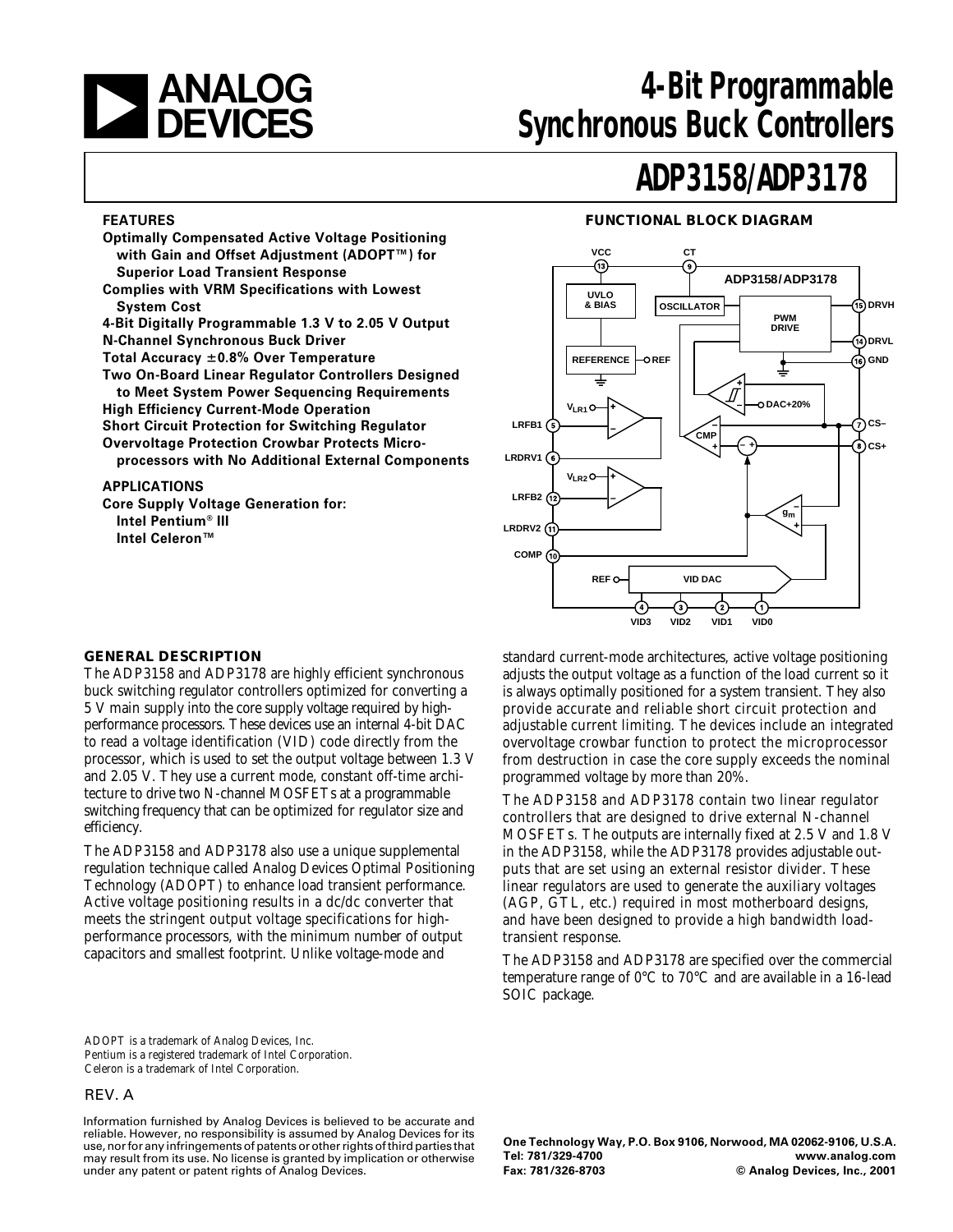# 4-Bit Programmable Synchronous Buck Controllers

# ADP3158/ADP3178

## FEATURES

- **Optimally Compensated Active Voltage Positioning with Gain and Offset Adjustment (ADOPT™) for Superior Load Transient Response**
- **Complies with VRM Specifications with Lowest System Cost**
- **4-Bit Digitally Programmable 1.3 V to 2.05 V Output**
- **N-Channel Synchronous Buck Driver**
- **Total Accuracy ±0.8% Over Temperature**
- **Two On-Board Linear Regulator Controllers Designed to Meet System Power Sequencing Requirements**
- **High Efficiency Current-Mode Operation**
- **Short Circuit Protection for Switching Regulator**
- **Overvoltage Protection Crowbar Protects Microprocessors with No Additional External Components**

## APPLICATIONS

**Core Supply Voltage Generation for:**
- **Intel Pentium® III**
- **Intel Celeron™**

## FUNCTIONAL BLOCK DIAGRAM

## GENERAL DESCRIPTION

The ADP3158 and ADP3178 are highly efficient synchronous buck switching regulator controllers optimized for converting a 5 V main supply into the core supply voltage required by high-performance processors. These devices use an internal 4-bit DAC to read a voltage identification (VID) code directly from the processor, which is used to set the output voltage between 1.3 V and 2.05 V. They use a current mode, constant off-time architecture to drive two N-channel MOSFETs at a programmable switching frequency that can be optimized for regulator size and efficiency.

The ADP3158 and ADP3178 also use a unique supplemental regulation technique called Analog Devices Optimal Positioning Technology (ADOPT) to enhance load transient performance. Active voltage positioning results in a dc/dc converter that meets the stringent output voltage specifications for high-performance processors, with the minimum number of output capacitors and smallest footprint. Unlike voltage-mode and standard current-mode architectures, active voltage positioning adjusts the output voltage as a function of the load current so it is always optimally positioned for a system transient. They also provide accurate and reliable short circuit protection and adjustable current limiting. The devices include an integrated overvoltage crowbar function to protect the microprocessor from destruction in case the core supply exceeds the nominal programmed voltage by more than 20%.

The ADP3158 and ADP3178 contain two linear regulator controllers that are designed to drive external N-channel MOSFETs. The outputs are internally fixed at 2.5 V and 1.8 V in the ADP3158, while the ADP3178 provides adjustable outputs that are set using an external resistor divider. These linear regulators are used to generate the auxiliary voltages (AGP, GTL, etc.) required in most motherboard designs, and have been designed to provide a high bandwidth load-transient response.

The ADP3158 and ADP3178 are specified over the commercial temperature range of 0°C to 70°C and are available in a 16-lead SOIC package.

ADOPT is a trademark of Analog Devices, Inc.
Pentium is a registered trademark of Intel Corporation.
Celeron is a trademark of Intel Corporation.

REV. A

Information furnished by Analog Devices is believed to be accurate and reliable. However, no responsibility is assumed by Analog Devices for its use, nor for any infringements of patents or other rights of third parties that may result from its use. No license is granted by implication or otherwise under any patent or patent rights of Analog Devices.

**One Technology Way, P.O. Box 9106, Norwood, MA 02062-9106, U.S.A.**
**Tel: 781/329-4700 www.analog.com**
**Fax: 781/326-8703 © Analog Devices, Inc., 2001**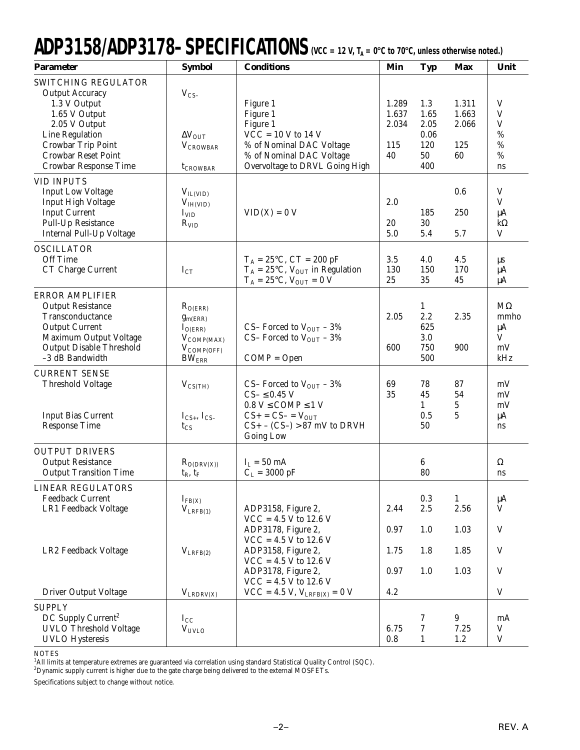# ADP3158/ADP3178–SPECIFICATIONS (VCC = 12 V, $T_A$ = 0°C to 70°C, unless otherwise noted.)

| Parameter | Symbol | Conditions | Min | Typ | Max | Unit |
|---|---|---|---|---|---|---|
| **SWITCHING REGULATOR** | | | | | | |
| Output Accuracy | $V_{CS-}$ | | | | | |
| 1.3 V Output | | Figure 1 | 1.289 | 1.3 | 1.311 | V |
| 1.65 V Output | | Figure 1 | 1.637 | 1.65 | 1.663 | V |
| 2.05 V Output | | Figure 1 | 2.034 | 2.05 | 2.066 | V |
| Line Regulation | $\Delta V_{OUT}$ | VCC = 10 V to 14 V | | 0.06 | | % |
| Crowbar Trip Point | $V_{CROWBAR}$ | % of Nominal DAC Voltage | 115 | 120 | 125 | % |
| Crowbar Reset Point | | % of Nominal DAC Voltage | 40 | 50 | 60 | % |
| Crowbar Response Time | $t_{CROWBAR}$ | Overvoltage to DRVL Going High | | 400 | | ns |
| **VID INPUTS** | | | | | | |
| Input Low Voltage | $V_{IL(VID)}$ | | | | 0.6 | V |
| Input High Voltage | $V_{IH(VID)}$ | | 2.0 | | | V |
| Input Current | $I_{VID}$ | VID(X) = 0 V | | 185 | 250 | µA |
| Pull-Up Resistance | $R_{VID}$ | | 20 | 30 | | kΩ |
| Internal Pull-Up Voltage | | | 5.0 | 5.4 | 5.7 | V |
| **OSCILLATOR** | | | | | | |
| Off Time | | $T_A$ = 25°C, CT = 200 pF | 3.5 | 4.0 | 4.5 | µs |
| CT Charge Current | $I_{CT}$ | $T_A$ = 25°C, $V_{OUT}$ in Regulation | 130 | 150 | 170 | µA |
| | | $T_A$ = 25°C, $V_{OUT}$ = 0 V | 25 | 35 | 45 | µA |
| **ERROR AMPLIFIER** | | | | | | |
| Output Resistance | $R_{O(ERR)}$ | | | 1 | | MΩ |
| Transconductance | $g_{m(ERR)}$ | | 2.05 | 2.2 | 2.35 | mmho |
| Output Current | $I_{O(ERR)}$ | CS– Forced to $V_{OUT}$ – 3% | | 625 | | µA |
| Maximum Output Voltage | $V_{COMP(MAX)}$ | CS– Forced to $V_{OUT}$ – 3% | | 3.0 | | V |
| Output Disable Threshold | $V_{COMP(OFF)}$ | | 600 | 750 | 900 | mV |
| –3 dB Bandwidth | $BW_{ERR}$ | COMP = Open | | 500 | | kHz |
| **CURRENT SENSE** | | | | | | |
| Threshold Voltage | $V_{CS(TH)}$ | CS– Forced to $V_{OUT}$ – 3% | 69 | 78 | 87 | mV |
| | | CS– ≤ 0.45 V | 35 | 45 | 54 | mV |
| | | 0.8 V ≤ COMP ≤ 1 V | | 1 | 5 | mV |
| Input Bias Current | $I_{CS+}$, $I_{CS-}$ | CS+ = CS– = $V_{OUT}$ | | 0.5 | 5 | µA |
| Response Time | $t_{CS}$ | CS+ – (CS–) > 87 mV to DRVH Going Low | | 50 | | ns |
| **OUTPUT DRIVERS** | | | | | | |
| Output Resistance | $R_{O(DRV(X))}$ | $I_L$ = 50 mA | | 6 | | Ω |
| Output Transition Time | $t_R$, $t_F$ | $C_L$ = 3000 pF | | 80 | | ns |
| **LINEAR REGULATORS** | | | | | | |
| Feedback Current | $I_{FB(X)}$ | | | 0.3 | 1 | µA |
| LR1 Feedback Voltage | $V_{LRFB(1)}$ | ADP3158, Figure 2, VCC = 4.5 V to 12.6 V | 2.44 | 2.5 | 2.56 | V |
| | | ADP3178, Figure 2, VCC = 4.5 V to 12.6 V | 0.97 | 1.0 | 1.03 | V |
| LR2 Feedback Voltage | $V_{LRFB(2)}$ | ADP3158, Figure 2, VCC = 4.5 V to 12.6 V | 1.75 | 1.8 | 1.85 | V |
| | | ADP3178, Figure 2, VCC = 4.5 V to 12.6 V | 0.97 | 1.0 | 1.03 | V |
| Driver Output Voltage | $V_{LRDRV(X)}$ | VCC = 4.5 V, $V_{LRFB(X)}$ = 0 V | 4.2 | | | V |
| **SUPPLY** | | | | | | |
| DC Supply Current[2] | $I_{CC}$ | | | 7 | 9 | mA |
| UVLO Threshold Voltage | $V_{UVLO}$ | | 6.75 | 7 | 7.25 | V |
| UVLO Hysteresis | | | 0.8 | 1 | 1.2 | V |

NOTES

[1]All limits at temperature extremes are guaranteed via correlation using standard Statistical Quality Control (SQC).

[2]Dynamic supply current is higher due to the gate charge being delivered to the external MOSFETs.

Specifications subject to change without notice.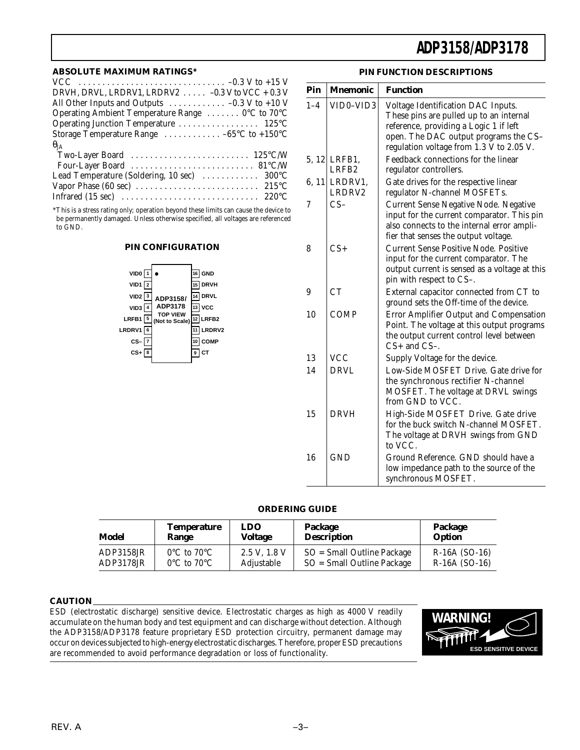## ABSOLUTE MAXIMUM RATINGS*

VCC . . . . . . . . . . . . . . . . . . . . . . . . . . . . . . . –0.3 V to +15 V
DRVH, DRVL, LRDRV1, LRDRV2 . . . . . –0.3 V to VCC + 0.3 V
All Other Inputs and Outputs . . . . . . . . . . . . –0.3 V to +10 V
Operating Ambient Temperature Range . . . . . . . 0°C to 70°C
Operating Junction Temperature . . . . . . . . . . . . . . . . . 125°C
Storage Temperature Range . . . . . . . . . . . . –65°C to +150°C
$\theta_{JA}$
  Two-Layer Board . . . . . . . . . . . . . . . . . . . . . . . . . 125°C/W
  Four-Layer Board . . . . . . . . . . . . . . . . . . . . . . . . . . 81°C/W
Lead Temperature (Soldering, 10 sec) . . . . . . . . . . . . 300°C
Vapor Phase (60 sec) . . . . . . . . . . . . . . . . . . . . . . . . . . 215°C
Infrared (15 sec) . . . . . . . . . . . . . . . . . . . . . . . . . . . . . 220°C

*This is a stress rating only; operation beyond these limits can cause the device to be permanently damaged. Unless otherwise specified, all voltages are referenced to GND.

## PIN CONFIGURATION

| Pin | Name | | Pin | Name |
|---|---|---|---|---|
| 1 | VID0 | ADP3158/ADP3178 TOP VIEW (Not to Scale) | 16 | GND |
| 2 | VID1 | | 15 | DRVH |
| 3 | VID2 | | 14 | DRVL |
| 4 | VID3 | | 13 | VCC |
| 5 | LRFB1 | | 12 | LRFB2 |
| 6 | LRDRV1 | | 11 | LRDRV2 |
| 7 | CS– | | 10 | COMP |
| 8 | CS+ | | 9 | CT |

## PIN FUNCTION DESCRIPTIONS

| Pin | Mnemonic | Function |
|---|---|---|
| 1–4 | VID0–VID3 | Voltage Identification DAC Inputs. These pins are pulled up to an internal reference, providing a Logic 1 if left open. The DAC output programs the CS– regulation voltage from 1.3 V to 2.05 V. |
| 5, 12 | LRFB1, LRFB2 | Feedback connections for the linear regulator controllers. |
| 6, 11 | LRDRV1, LRDRV2 | Gate drives for the respective linear regulator N-channel MOSFETs. |
| 7 | CS– | Current Sense Negative Node. Negative input for the current comparator. This pin also connects to the internal error amplifier that senses the output voltage. |
| 8 | CS+ | Current Sense Positive Node. Positive input for the current comparator. The output current is sensed as a voltage at this pin with respect to CS–. |
| 9 | CT | External capacitor connected from CT to ground sets the Off-time of the device. |
| 10 | COMP | Error Amplifier Output and Compensation Point. The voltage at this output programs the output current control level between CS+ and CS–. |
| 13 | VCC | Supply Voltage for the device. |
| 14 | DRVL | Low-Side MOSFET Drive. Gate drive for the synchronous rectifier N-channel MOSFET. The voltage at DRVL swings from GND to VCC. |
| 15 | DRVH | High-Side MOSFET Drive. Gate drive for the buck switch N-channel MOSFET. The voltage at DRVH swings from GND to VCC. |
| 16 | GND | Ground Reference. GND should have a low impedance path to the source of the synchronous MOSFET. |

## ORDERING GUIDE

| Model | Temperature Range | LDO Voltage | Package Description | Package Option |
|---|---|---|---|---|
| ADP3158JR | 0°C to 70°C | 2.5 V, 1.8 V | SO = Small Outline Package | R-16A (SO-16) |
| ADP3178JR | 0°C to 70°C | Adjustable | SO = Small Outline Package | R-16A (SO-16) |

### CAUTION

ESD (electrostatic discharge) sensitive device. Electrostatic charges as high as 4000 V readily accumulate on the human body and test equipment and can discharge without detection. Although the ADP3158/ADP3178 feature proprietary ESD protection circuitry, permanent damage may occur on devices subjected to high-energy electrostatic discharges. Therefore, proper ESD precautions are recommended to avoid performance degradation or loss of functionality.

WARNING! ESD SENSITIVE DEVICE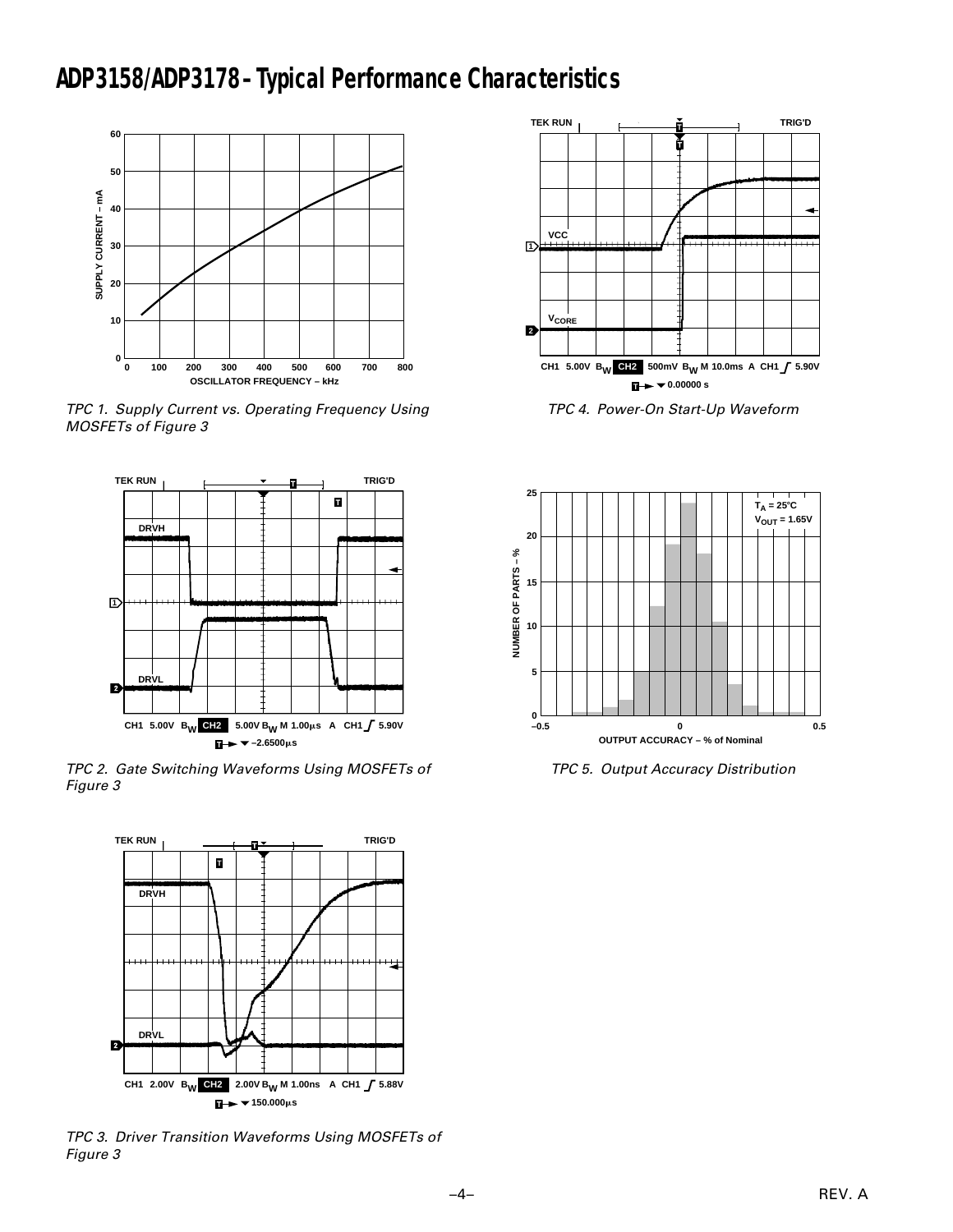# ADP3158/ADP3178–Typical Performance Characteristics

TPC 1. Supply Current vs. Operating Frequency Using MOSFETs of Figure 3

TPC 2. Gate Switching Waveforms Using MOSFETs of Figure 3

TPC 3. Driver Transition Waveforms Using MOSFETs of Figure 3

TPC 4. Power-On Start-Up Waveform

TPC 5. Output Accuracy Distribution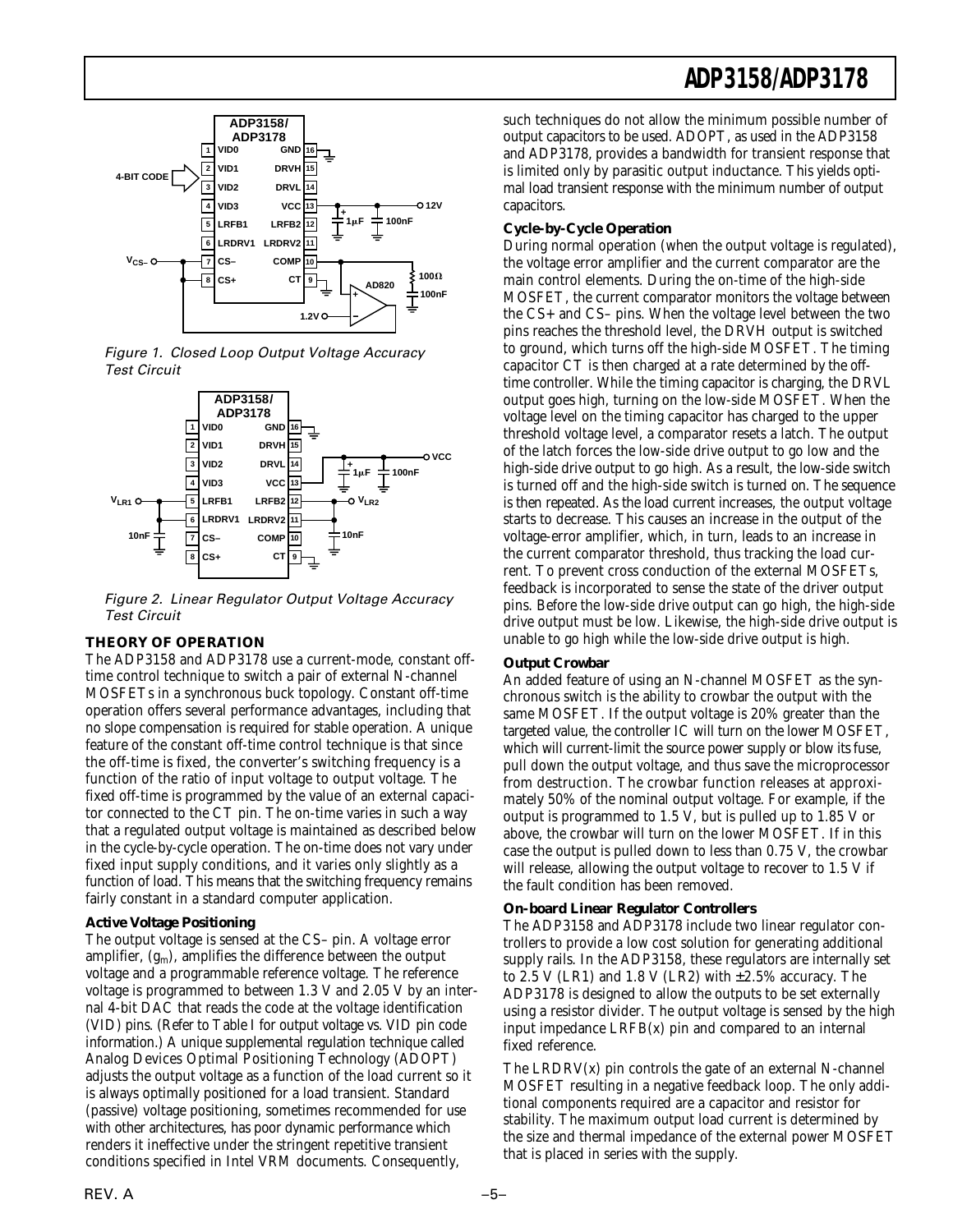Figure 1. Closed Loop Output Voltage Accuracy Test Circuit

Figure 2. Linear Regulator Output Voltage Accuracy Test Circuit

## THEORY OF OPERATION

The ADP3158 and ADP3178 use a current-mode, constant off-time control technique to switch a pair of external N-channel MOSFETs in a synchronous buck topology. Constant off-time operation offers several performance advantages, including that no slope compensation is required for stable operation. A unique feature of the constant off-time control technique is that since the off-time is fixed, the converter's switching frequency is a function of the ratio of input voltage to output voltage. The fixed off-time is programmed by the value of an external capacitor connected to the CT pin. The on-time varies in such a way that a regulated output voltage is maintained as described below in the cycle-by-cycle operation. The on-time does not vary under fixed input supply conditions, and it varies only slightly as a function of load. This means that the switching frequency remains fairly constant in a standard computer application.

### Active Voltage Positioning

The output voltage is sensed at the CS– pin. A voltage error amplifier, ($g_m$), amplifies the difference between the output voltage and a programmable reference voltage. The reference voltage is programmed to between 1.3 V and 2.05 V by an internal 4-bit DAC that reads the code at the voltage identification (VID) pins. (Refer to Table I for output voltage vs. VID pin code information.) A unique supplemental regulation technique called Analog Devices Optimal Positioning Technology (ADOPT) adjusts the output voltage as a function of the load current so it is always optimally positioned for a load transient. Standard (passive) voltage positioning, sometimes recommended for use with other architectures, has poor dynamic performance which renders it ineffective under the stringent repetitive transient conditions specified in Intel VRM documents. Consequently, such techniques do not allow the minimum possible number of output capacitors to be used. ADOPT, as used in the ADP3158 and ADP3178, provides a bandwidth for transient response that is limited only by parasitic output inductance. This yields optimal load transient response with the minimum number of output capacitors.

### Cycle-by-Cycle Operation

During normal operation (when the output voltage is regulated), the voltage error amplifier and the current comparator are the main control elements. During the on-time of the high-side MOSFET, the current comparator monitors the voltage between the CS+ and CS– pins. When the voltage level between the two pins reaches the threshold level, the DRVH output is switched to ground, which turns off the high-side MOSFET. The timing capacitor CT is then charged at a rate determined by the off-time controller. While the timing capacitor is charging, the DRVL output goes high, turning on the low-side MOSFET. When the voltage level on the timing capacitor has charged to the upper threshold voltage level, a comparator resets a latch. The output of the latch forces the low-side drive output to go low and the high-side drive output to go high. As a result, the low-side switch is turned off and the high-side switch is turned on. The sequence is then repeated. As the load current increases, the output voltage starts to decrease. This causes an increase in the output of the voltage-error amplifier, which, in turn, leads to an increase in the current comparator threshold, thus tracking the load current. To prevent cross conduction of the external MOSFETs, feedback is incorporated to sense the state of the driver output pins. Before the low-side drive output can go high, the high-side drive output must be low. Likewise, the high-side drive output is unable to go high while the low-side drive output is high.

### Output Crowbar

An added feature of using an N-channel MOSFET as the synchronous switch is the ability to crowbar the output with the same MOSFET. If the output voltage is 20% greater than the targeted value, the controller IC will turn on the lower MOSFET, which will current-limit the source power supply or blow its fuse, pull down the output voltage, and thus save the microprocessor from destruction. The crowbar function releases at approximately 50% of the nominal output voltage. For example, if the output is programmed to 1.5 V, but is pulled up to 1.85 V or above, the crowbar will turn on the lower MOSFET. If in this case the output is pulled down to less than 0.75 V, the crowbar will release, allowing the output voltage to recover to 1.5 V if the fault condition has been removed.

### On-board Linear Regulator Controllers

The ADP3158 and ADP3178 include two linear regulator controllers to provide a low cost solution for generating additional supply rails. In the ADP3158, these regulators are internally set to 2.5 V (LR1) and 1.8 V (LR2) with ±2.5% accuracy. The ADP3178 is designed to allow the outputs to be set externally using a resistor divider. The output voltage is sensed by the high input impedance LRFB(x) pin and compared to an internal fixed reference.

The LRDRV(x) pin controls the gate of an external N-channel MOSFET resulting in a negative feedback loop. The only additional components required are a capacitor and resistor for stability. The maximum output load current is determined by the size and thermal impedance of the external power MOSFET that is placed in series with the supply.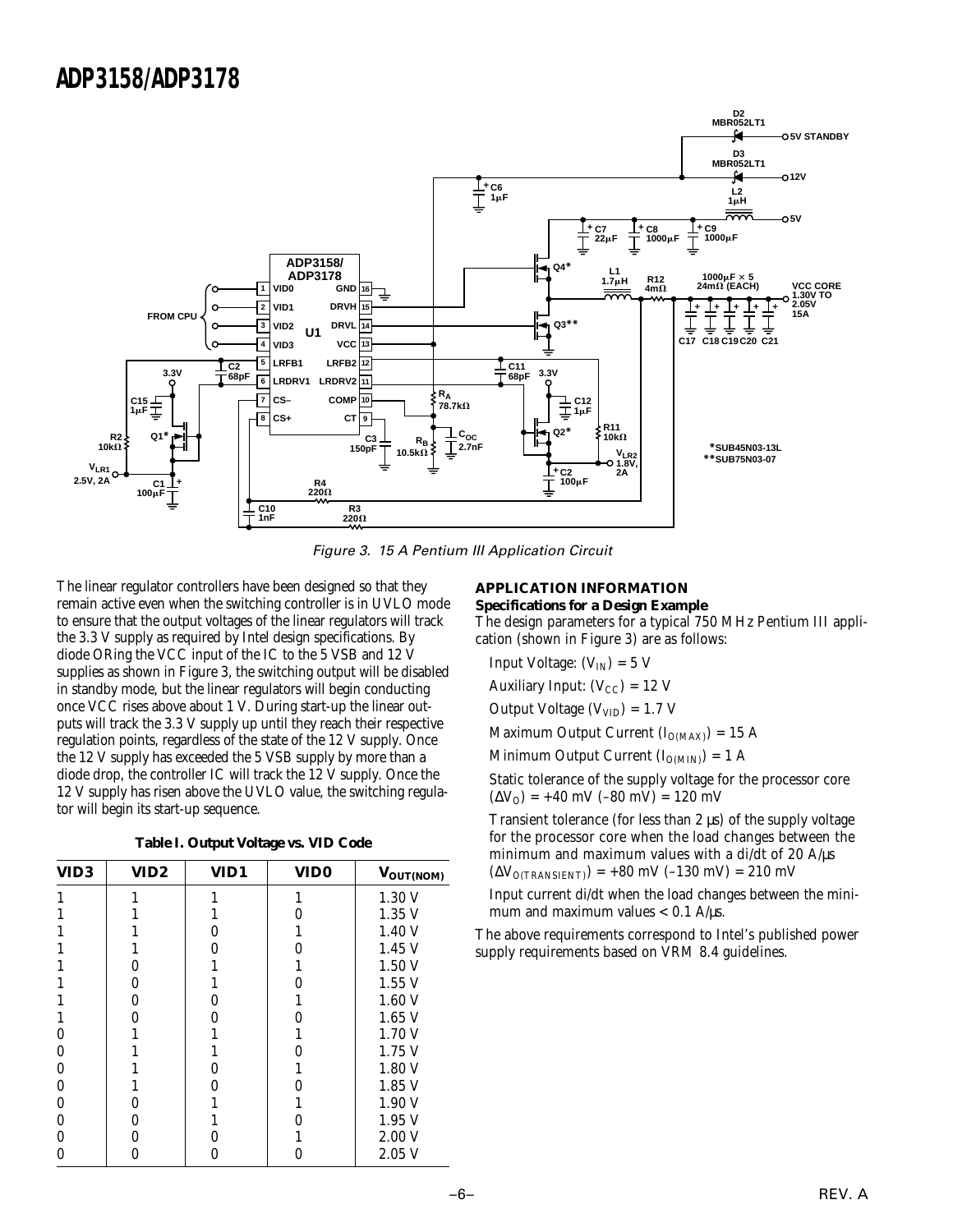Figure 3. 15 A Pentium III Application Circuit

The linear regulator controllers have been designed so that they remain active even when the switching controller is in UVLO mode to ensure that the output voltages of the linear regulators will track the 3.3 V supply as required by Intel design specifications. By diode ORing the VCC input of the IC to the 5 VSB and 12 V supplies as shown in Figure 3, the switching output will be disabled in standby mode, but the linear regulators will begin conducting once VCC rises above about 1 V. During start-up the linear outputs will track the 3.3 V supply up until they reach their respective regulation points, regardless of the state of the 12 V supply. Once the 12 V supply has exceeded the 5 VSB supply by more than a diode drop, the controller IC will track the 12 V supply. Once the 12 V supply has risen above the UVLO value, the switching regulator will begin its start-up sequence.

**Table I. Output Voltage vs. VID Code**

| VID3 | VID2 | VID1 | VID0 | $V_{OUT(NOM)}$ |
|---|---|---|---|---|
| 1 | 1 | 1 | 1 | 1.30 V |
| 1 | 1 | 1 | 0 | 1.35 V |
| 1 | 1 | 0 | 1 | 1.40 V |
| 1 | 1 | 0 | 0 | 1.45 V |
| 1 | 0 | 1 | 1 | 1.50 V |
| 1 | 0 | 1 | 0 | 1.55 V |
| 1 | 0 | 0 | 1 | 1.60 V |
| 1 | 0 | 0 | 0 | 1.65 V |
| 0 | 1 | 1 | 1 | 1.70 V |
| 0 | 1 | 1 | 0 | 1.75 V |
| 0 | 1 | 0 | 1 | 1.80 V |
| 0 | 1 | 0 | 0 | 1.85 V |
| 0 | 0 | 1 | 1 | 1.90 V |
| 0 | 0 | 1 | 0 | 1.95 V |
| 0 | 0 | 0 | 1 | 2.00 V |
| 0 | 0 | 0 | 0 | 2.05 V |

## APPLICATION INFORMATION

### Specifications for a Design Example

The design parameters for a typical 750 MHz Pentium III application (shown in Figure 3) are as follows:

Input Voltage: ($V_{IN}$) = 5 V

Auxiliary Input: ($V_{CC}$) = 12 V

Output Voltage ($V_{VID}$) = 1.7 V

Maximum Output Current ($I_{O(MAX)}$) = 15 A

Minimum Output Current ($I_{O(MIN)}$) = 1 A

Static tolerance of the supply voltage for the processor core ($\Delta V_O$) = +40 mV (–80 mV) = 120 mV

Transient tolerance (for less than 2 µs) of the supply voltage for the processor core when the load changes between the minimum and maximum values with a di/dt of 20 A/µs ($\Delta V_{O(TRANSIENT)}$) = +80 mV (–130 mV) = 210 mV

Input current di/dt when the load changes between the minimum and maximum values < 0.1 A/µs.

The above requirements correspond to Intel's published power supply requirements based on VRM 8.4 guidelines.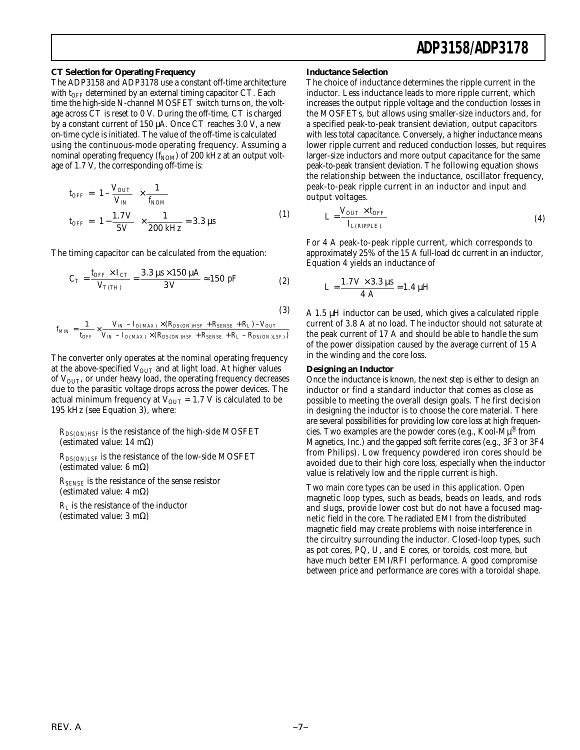### CT Selection for Operating Frequency

The ADP3158 and ADP3178 use a constant off-time architecture with $t_{OFF}$ determined by an external timing capacitor CT. Each time the high-side N-channel MOSFET switch turns on, the voltage across CT is reset to 0 V. During the off-time, CT is charged by a constant current of 150 µA. Once CT reaches 3.0 V, a new on-time cycle is initiated. The value of the off-time is calculated using the continuous-mode operating frequency. Assuming a nominal operating frequency ($f_{NOM}$) of 200 kHz at an output voltage of 1.7 V, the corresponding off-time is:

$$t_{OFF} = \left(1 - \frac{V_{OUT}}{V_{IN}}\right) \times \frac{1}{f_{NOM}}$$

$$t_{OFF} = \left(1 - \frac{1.7V}{5V}\right) \times \frac{1}{200\ \text{kHz}} = 3.3\ \mu\text{s} \tag{1}$$

The timing capacitor can be calculated from the equation:

$$C_T = \frac{t_{OFF} \times I_{CT}}{V_{T(TH)}} = \frac{3.3\ \mu\text{s} \times 150\ \mu\text{A}}{3V} \approx 150\ \text{pF} \tag{2}$$

$$f_{MIN} = \frac{1}{t_{OFF}} \times \frac{V_{IN} - I_{O(MAX)} \times (R_{DS(ON)HSF} + R_{SENSE} + R_L) - V_{OUT}}{V_{IN} - I_{O(MAX)} \times (R_{DS(ON)HSF} + R_{SENSE} + R_L - R_{DS(ON)LSF})} \tag{3}$$

The converter only operates at the nominal operating frequency at the above-specified $V_{OUT}$ and at light load. At higher values of $V_{OUT}$, or under heavy load, the operating frequency decreases due to the parasitic voltage drops across the power devices. The actual minimum frequency at $V_{OUT}$ = 1.7 V is calculated to be 195 kHz (see Equation 3), where:

$R_{DS(ON)HSF}$ is the resistance of the high-side MOSFET (estimated value: 14 mΩ)

$R_{DS(ON)LSF}$ is the resistance of the low-side MOSFET (estimated value: 6 mΩ)

$R_{SENSE}$ is the resistance of the sense resistor (estimated value: 4 mΩ)

$R_L$ is the resistance of the inductor (estimated value: 3 mΩ)

### Inductance Selection

The choice of inductance determines the ripple current in the inductor. Less inductance leads to more ripple current, which increases the output ripple voltage and the conduction losses in the MOSFETs, but allows using smaller-size inductors and, for a specified peak-to-peak transient deviation, output capacitors with less total capacitance. Conversely, a higher inductance means lower ripple current and reduced conduction losses, but requires larger-size inductors and more output capacitance for the same peak-to-peak transient deviation. The following equation shows the relationship between the inductance, oscillator frequency, peak-to-peak ripple current in an inductor and input and output voltages.

$$L = \frac{V_{OUT} \times t_{OFF}}{I_{L(RIPPLE)}} \tag{4}$$

For 4 A peak-to-peak ripple current, which corresponds to approximately 25% of the 15 A full-load dc current in an inductor, Equation 4 yields an inductance of

$$L = \frac{1.7V \times 3.3\ \mu\text{s}}{4\ \text{A}} = 1.4\ \mu\text{H}$$

A 1.5 µH inductor can be used, which gives a calculated ripple current of 3.8 A at no load. The inductor should not saturate at the peak current of 17 A and should be able to handle the sum of the power dissipation caused by the average current of 15 A in the winding and the core loss.

### Designing an Inductor

Once the inductance is known, the next step is either to design an inductor or find a standard inductor that comes as close as possible to meeting the overall design goals. The first decision in designing the inductor is to choose the core material. There are several possibilities for providing low core loss at high frequencies. Two examples are the powder cores (e.g., Kool-Mµ® from Magnetics, Inc.) and the gapped soft ferrite cores (e.g., 3F3 or 3F4 from Philips). Low frequency powdered iron cores should be avoided due to their high core loss, especially when the inductor value is relatively low and the ripple current is high.

Two main core types can be used in this application. Open magnetic loop types, such as beads, beads on leads, and rods and slugs, provide lower cost but do not have a focused magnetic field in the core. The radiated EMI from the distributed magnetic field may create problems with noise interference in the circuitry surrounding the inductor. Closed-loop types, such as pot cores, PQ, U, and E cores, or toroids, cost more, but have much better EMI/RFI performance. A good compromise between price and performance are cores with a toroidal shape.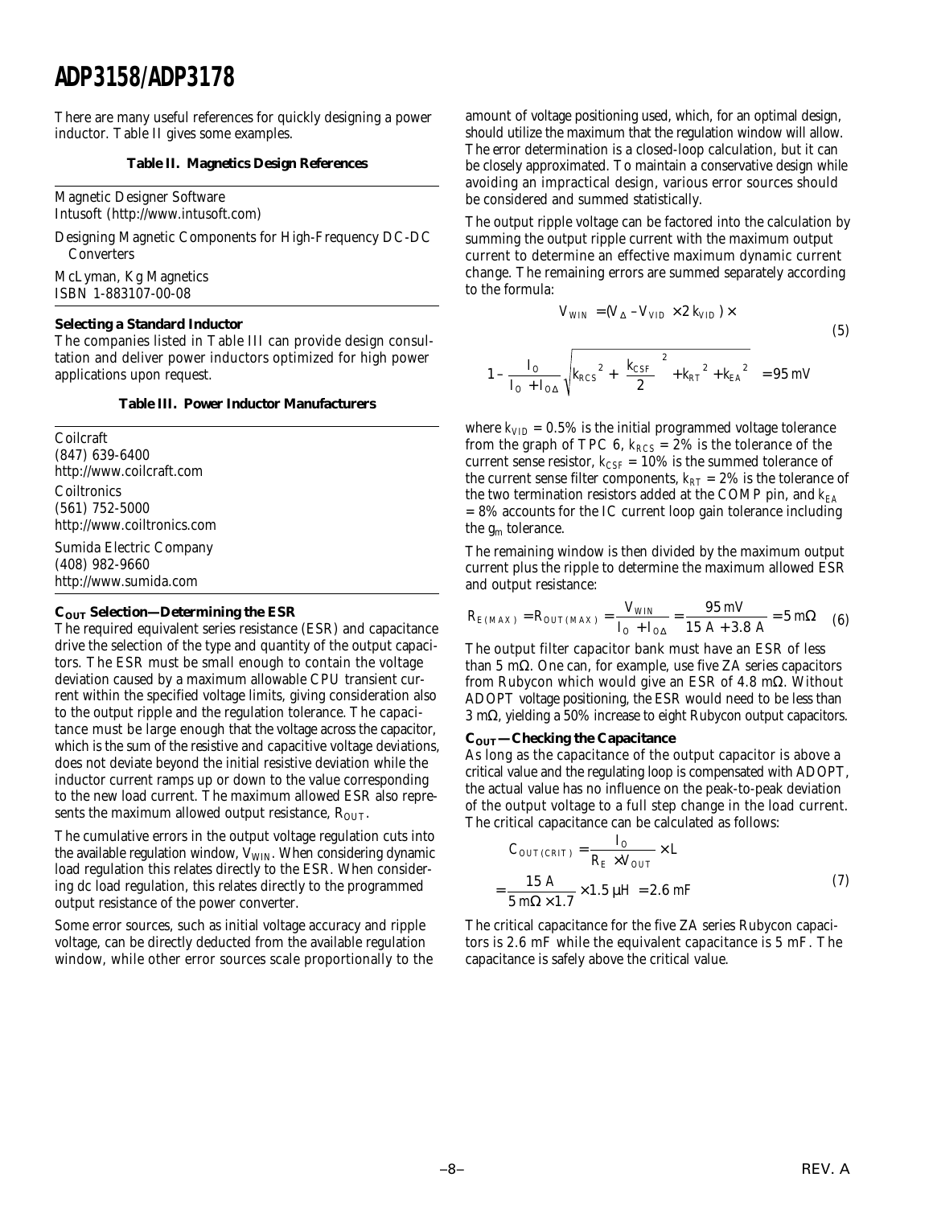There are many useful references for quickly designing a power inductor. Table II gives some examples.

**Table II. Magnetics Design References**

| |
|---|
| Magnetic Designer Software<br>Intusoft (http://www.intusoft.com) |
| Designing Magnetic Components for High-Frequency DC-DC Converters |
| McLyman, Kg Magnetics<br>ISBN 1-883107-00-08 |

**Selecting a Standard Inductor**

The companies listed in Table III can provide design consultation and deliver power inductors optimized for high power applications upon request.

**Table III. Power Inductor Manufacturers**

| |
|---|
| Coilcraft<br>(847) 639-6400<br>http://www.coilcraft.com |
| Coiltronics<br>(561) 752-5000<br>http://www.coiltronics.com |
| Sumida Electric Company<br>(408) 982-9660<br>http://www.sumida.com |

**$C_{OUT}$ Selection—Determining the ESR**

The required equivalent series resistance (ESR) and capacitance drive the selection of the type and quantity of the output capacitors. The ESR must be small enough to contain the voltage deviation caused by a maximum allowable CPU transient current within the specified voltage limits, giving consideration also to the output ripple and the regulation tolerance. The capacitance must be large enough that the voltage across the capacitor, which is the sum of the resistive and capacitive voltage deviations, does not deviate beyond the initial resistive deviation while the inductor current ramps up or down to the value corresponding to the new load current. The maximum allowed ESR also represents the maximum allowed output resistance, $R_{OUT}$.

The cumulative errors in the output voltage regulation cuts into the available regulation window, $V_{WIN}$. When considering dynamic load regulation this relates directly to the ESR. When considering dc load regulation, this relates directly to the programmed output resistance of the power converter.

Some error sources, such as initial voltage accuracy and ripple voltage, can be directly deducted from the available regulation window, while other error sources scale proportionally to the amount of voltage positioning used, which, for an optimal design, should utilize the maximum that the regulation window will allow. The error determination is a closed-loop calculation, but it can be closely approximated. To maintain a conservative design while avoiding an impractical design, various error sources should be considered and summed statistically.

The output ripple voltage can be factored into the calculation by summing the output ripple current with the maximum output current to determine an effective maximum dynamic current change. The remaining errors are summed separately according to the formula:

$$V_{WIN} = (V_{\Delta} - V_{VID} \times 2\,k_{VID}) \times \left(1 - \frac{I_O}{I_O + I_{O\Delta}}\sqrt{k_{RCS}^2 + \left(\frac{k_{CSF}}{2}\right)^2 + k_{RT}^2 + k_{EA}^2}\right) = 95\text{ mV} \quad (5)$$

where $k_{VID}$ = 0.5% is the initial programmed voltage tolerance from the graph of TPC 6, $k_{RCS}$ = 2% is the tolerance of the current sense resistor, $k_{CSF}$ = 10% is the summed tolerance of the current sense filter components, $k_{RT}$ = 2% is the tolerance of the two termination resistors added at the COMP pin, and $k_{EA}$ = 8% accounts for the IC current loop gain tolerance including the $g_m$ tolerance.

The remaining window is then divided by the maximum output current plus the ripple to determine the maximum allowed ESR and output resistance:

$$R_{E(MAX)} = R_{OUT(MAX)} = \frac{V_{WIN}}{I_O + I_{O\Delta}} = \frac{95\text{ mV}}{15\text{ A} + 3.8\text{ A}} = 5\text{ m}\Omega \quad (6)$$

The output filter capacitor bank must have an ESR of less than 5 mΩ. One can, for example, use five ZA series capacitors from Rubycon which would give an ESR of 4.8 mΩ. Without ADOPT voltage positioning, the ESR would need to be less than 3 mΩ, yielding a 50% increase to eight Rubycon output capacitors.

**$C_{OUT}$—Checking the Capacitance**

As long as the capacitance of the output capacitor is above a critical value and the regulating loop is compensated with ADOPT, the actual value has no influence on the peak-to-peak deviation of the output voltage to a full step change in the load current. The critical capacitance can be calculated as follows:

$$C_{OUT(CRIT)} = \frac{I_O}{R_E \times V_{OUT}} \times L = \frac{15\text{ A}}{5\text{ m}\Omega \times 1.7} \times 1.5\ \mu\text{H} = 2.6\text{ mF} \quad (7)$$

The critical capacitance for the five ZA series Rubycon capacitors is 2.6 mF while the equivalent capacitance is 5 mF. The capacitance is safely above the critical value.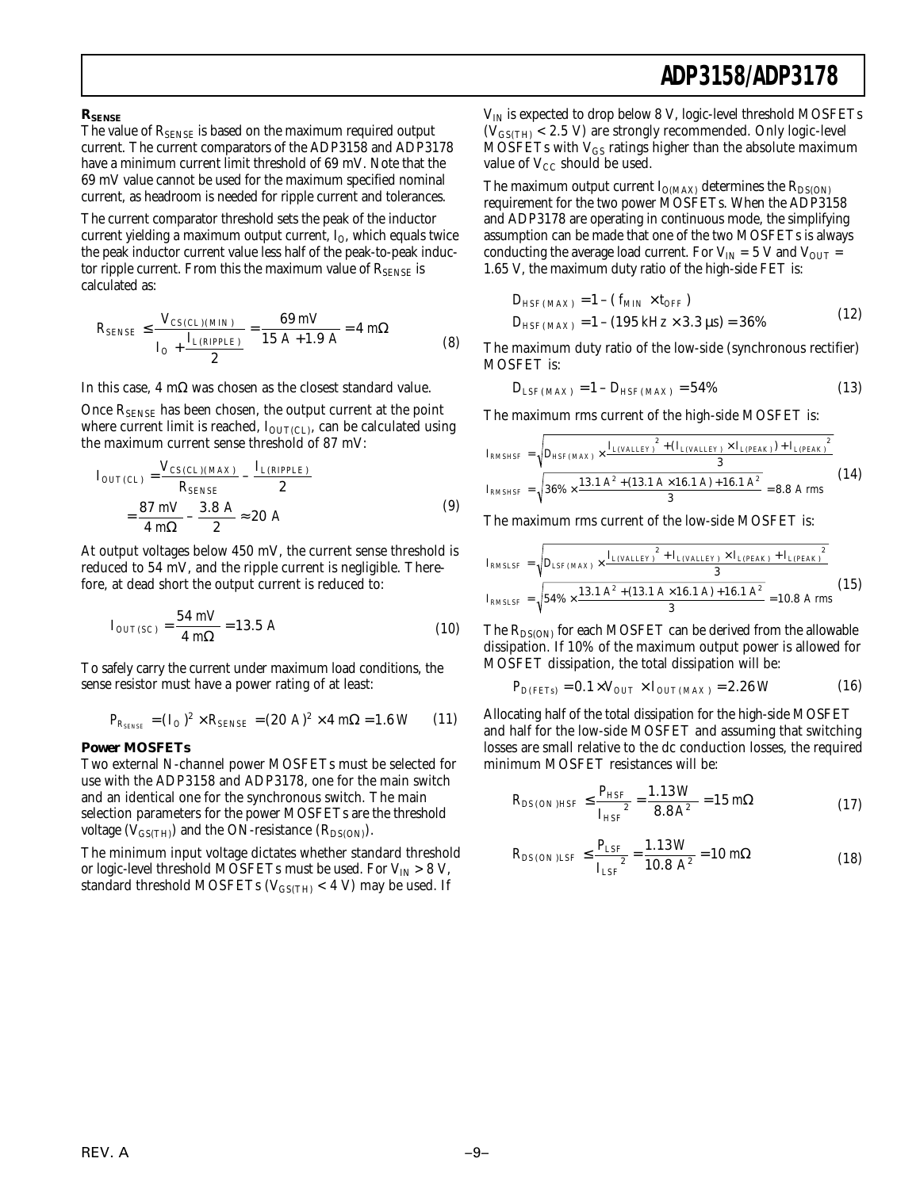### $R_{SENSE}$

The value of $R_{SENSE}$ is based on the maximum required output current. The current comparators of the ADP3158 and ADP3178 have a minimum current limit threshold of 69 mV. Note that the 69 mV value cannot be used for the maximum specified nominal current, as headroom is needed for ripple current and tolerances.

The current comparator threshold sets the peak of the inductor current yielding a maximum output current, $I_O$, which equals twice the peak inductor current value less half of the peak-to-peak inductor ripple current. From this the maximum value of $R_{SENSE}$ is calculated as:

$$R_{SENSE} \leq \frac{V_{CS(CL)(MIN)}}{I_O + \frac{I_{L(RIPPLE)}}{2}} = \frac{69\text{ mV}}{15\text{ A} + 1.9\text{ A}} = 4\text{ m}\Omega \tag{8}$$

In this case, 4 mΩ was chosen as the closest standard value.

Once $R_{SENSE}$ has been chosen, the output current at the point where current limit is reached, $I_{OUT(CL)}$, can be calculated using the maximum current sense threshold of 87 mV:

$$I_{OUT(CL)} = \frac{V_{CS(CL)(MAX)}}{R_{SENSE}} - \frac{I_{L(RIPPLE)}}{2} = \frac{87\text{ mV}}{4\text{ m}\Omega} - \frac{3.8\text{ A}}{2} \approx 20\text{ A} \tag{9}$$

At output voltages below 450 mV, the current sense threshold is reduced to 54 mV, and the ripple current is negligible. Therefore, at dead short the output current is reduced to:

$$I_{OUT(SC)} = \frac{54\text{ mV}}{4\text{ m}\Omega} = 13.5\text{ A} \tag{10}$$

To safely carry the current under maximum load conditions, the sense resistor must have a power rating of at least:

$$P_{R_{SENSE}} = (I_O)^2 \times R_{SENSE} = (20\text{ A})^2 \times 4\text{ m}\Omega = 1.6\text{ W} \tag{11}$$

### Power MOSFETs

Two external N-channel power MOSFETs must be selected for use with the ADP3158 and ADP3178, one for the main switch and an identical one for the synchronous switch. The main selection parameters for the power MOSFETs are the threshold voltage ($V_{GS(TH)}$) and the ON-resistance ($R_{DS(ON)}$).

The minimum input voltage dictates whether standard threshold or logic-level threshold MOSFETs must be used. For $V_{IN} > 8$ V, standard threshold MOSFETs ($V_{GS(TH)} < 4$ V) may be used. If $V_{IN}$ is expected to drop below 8 V, logic-level threshold MOSFETs ($V_{GS(TH)} < 2.5$ V) are strongly recommended. Only logic-level MOSFETs with $V_{GS}$ ratings higher than the absolute maximum value of $V_{CC}$ should be used.

The maximum output current $I_{O(MAX)}$ determines the $R_{DS(ON)}$ requirement for the two power MOSFETs. When the ADP3158 and ADP3178 are operating in continuous mode, the simplifying assumption can be made that one of the two MOSFETs is always conducting the average load current. For $V_{IN} = 5$ V and $V_{OUT} = 1.65$ V, the maximum duty ratio of the high-side FET is:

$$D_{HSF(MAX)} = 1 - (f_{MIN} \times t_{OFF})$$
$$D_{HSF(MAX)} = 1 - (195\text{ kHz} \times 3.3\ \mu\text{s}) = 36\% \tag{12}$$

The maximum duty ratio of the low-side (synchronous rectifier) MOSFET is:

$$D_{LSF(MAX)} = 1 - D_{HSF(MAX)} = 54\% \tag{13}$$

The maximum rms current of the high-side MOSFET is:

$$I_{RMSHSF} = \sqrt{D_{HSF(MAX)} \times \frac{I_{L(VALLEY)}^2 + (I_{L(VALLEY)} \times I_{L(PEAK)}) + I_{L(PEAK)}^2}{3}}$$
$$I_{RMSHSF} = \sqrt{36\% \times \frac{13.1\text{ A}^2 + (13.1\text{ A} \times 16.1\text{ A}) + 16.1\text{ A}^2}{3}} = 8.8\text{ A rms} \tag{14}$$

The maximum rms current of the low-side MOSFET is:

$$I_{RMSLSF} = \sqrt{D_{LSF(MAX)} \times \frac{I_{L(VALLEY)}^2 + I_{L(VALLEY)} \times I_{L(PEAK)} + I_{L(PEAK)}^2}{3}}$$
$$I_{RMSLSF} = \sqrt{54\% \times \frac{13.1\text{ A}^2 + (13.1\text{ A} \times 16.1\text{ A}) + 16.1\text{ A}^2}{3}} = 10.8\text{ A rms} \tag{15}$$

The $R_{DS(ON)}$ for each MOSFET can be derived from the allowable dissipation. If 10% of the maximum output power is allowed for MOSFET dissipation, the total dissipation will be:

$$P_{D(FETs)} = 0.1 \times V_{OUT} \times I_{OUT(MAX)} = 2.26\text{ W} \tag{16}$$

Allocating half of the total dissipation for the high-side MOSFET and half for the low-side MOSFET and assuming that switching losses are small relative to the dc conduction losses, the required minimum MOSFET resistances will be:

$$R_{DS(ON)HSF} \leq \frac{P_{HSF}}{I_{HSF}^2} = \frac{1.13\text{ W}}{8.8\text{ A}^2} = 15\text{ m}\Omega \tag{17}$$

$$R_{DS(ON)LSF} \leq \frac{P_{LSF}}{I_{LSF}^2} = \frac{1.13\text{ W}}{10.8\text{ A}^2} = 10\text{ m}\Omega \tag{18}$$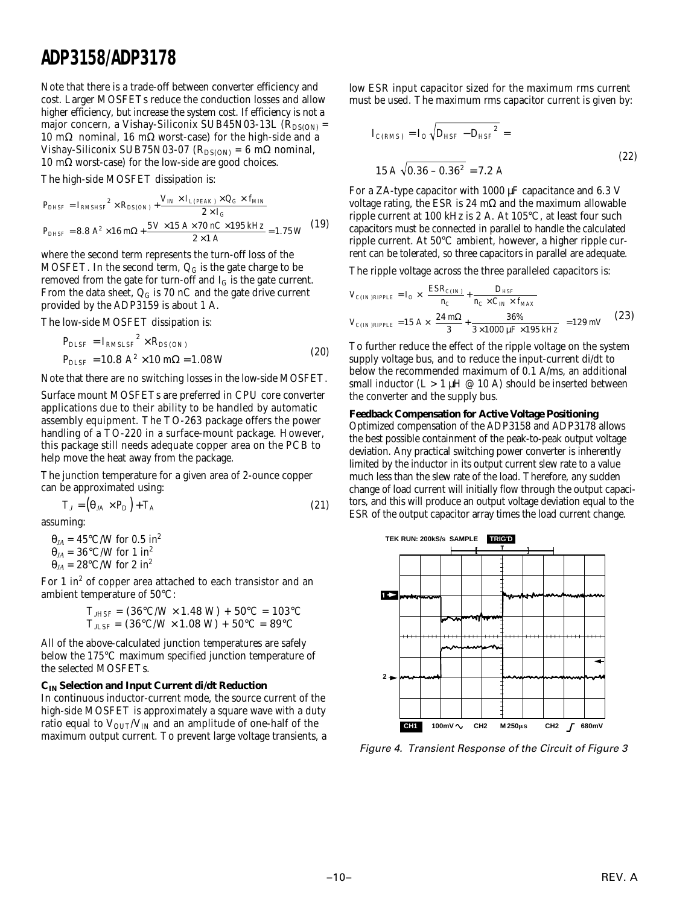Note that there is a trade-off between converter efficiency and cost. Larger MOSFETs reduce the conduction losses and allow higher efficiency, but increase the system cost. If efficiency is not a major concern, a Vishay-Siliconix SUB45N03-13L ($R_{DS(ON)}$ = 10 mΩ nominal, 16 mΩ worst-case) for the high-side and a Vishay-Siliconix SUB75N03-07 ($R_{DS(ON)}$ = 6 mΩ nominal, 10 mΩ worst-case) for the low-side are good choices.

The high-side MOSFET dissipation is:

$$P_{DHSF} = I_{RMSHSF}^{\ 2} \times R_{DS(ON)} + \frac{V_{IN} \times I_{L(PEAK)} \times Q_G \times f_{MIN}}{2 \times I_G}$$
$$P_{DHSF} = 8.8\ A^2 \times 16\ m\Omega + \frac{5V \times 15\ A \times 70\ nC \times 195\ kHz}{2 \times 1\ A} = 1.75\ W \quad (19)$$

where the second term represents the turn-off loss of the MOSFET. In the second term, $Q_G$ is the gate charge to be removed from the gate for turn-off and $I_G$ is the gate current. From the data sheet, $Q_G$ is 70 nC and the gate drive current provided by the ADP3159 is about 1 A.

The low-side MOSFET dissipation is:

$$P_{DLSF} = I_{RMSLSF}^{\ 2} \times R_{DS(ON)}$$
$$P_{DLSF} = 10.8\ A^2 \times 10\ m\Omega = 1.08\ W \quad (20)$$

Note that there are no switching losses in the low-side MOSFET.

Surface mount MOSFETs are preferred in CPU core converter applications due to their ability to be handled by automatic assembly equipment. The TO-263 package offers the power handling of a TO-220 in a surface-mount package. However, this package still needs adequate copper area on the PCB to help move the heat away from the package.

The junction temperature for a given area of 2-ounce copper can be approximated using:

$$T_J = (\theta_{JA} \times P_D) + T_A \quad (21)$$

assuming:

$\theta_{JA}$ = 45°C/W for 0.5 in²
$\theta_{JA}$ = 36°C/W for 1 in²
$\theta_{JA}$ = 28°C/W for 2 in²

For 1 in² of copper area attached to each transistor and an ambient temperature of 50°C:

$$T_{JHSF} = (36°C/W \times 1.48\ W) + 50°C = 103°C$$
$$T_{JLSF} = (36°C/W \times 1.08\ W) + 50°C = 89°C$$

All of the above-calculated junction temperatures are safely below the 175°C maximum specified junction temperature of the selected MOSFETs.

**$C_{IN}$ Selection and Input Current di/dt Reduction**

In continuous inductor-current mode, the source current of the high-side MOSFET is approximately a square wave with a duty ratio equal to $V_{OUT}/V_{IN}$ and an amplitude of one-half of the maximum output current. To prevent large voltage transients, a low ESR input capacitor sized for the maximum rms current must be used. The maximum rms capacitor current is given by:

$$I_{C(RMS)} = I_O \sqrt{D_{HSF} - D_{HSF}^{\ 2}} =$$
$$15\ A \sqrt{0.36 - 0.36^2} = 7.2\ A \quad (22)$$

For a ZA-type capacitor with 1000 µF capacitance and 6.3 V voltage rating, the ESR is 24 mΩ and the maximum allowable ripple current at 100 kHz is 2 A. At 105°C, at least four such capacitors must be connected in parallel to handle the calculated ripple current. At 50°C ambient, however, a higher ripple current can be tolerated, so three capacitors in parallel are adequate.

The ripple voltage across the three paralleled capacitors is:

$$V_{C(IN)RIPPLE} = I_O \times \left(\frac{ESR_{C(IN)}}{n_C} + \frac{D_{HSF}}{n_C \times C_{IN} \times f_{MAX}}\right)$$
$$V_{C(IN)RIPPLE} = 15\ A \times \left(\frac{24\ m\Omega}{3} + \frac{36\%}{3 \times 1000\ \mu F \times 195\ kHz}\right) = 129\ mV \quad (23)$$

To further reduce the effect of the ripple voltage on the system supply voltage bus, and to reduce the input-current di/dt to below the recommended maximum of 0.1 A/ms, an additional small inductor (L > 1 µH @ 10 A) should be inserted between the converter and the supply bus.

**Feedback Compensation for Active Voltage Positioning**

Optimized compensation of the ADP3158 and ADP3178 allows the best possible containment of the peak-to-peak output voltage deviation. Any practical switching power converter is inherently limited by the inductor in its output current slew rate to a value much less than the slew rate of the load. Therefore, any sudden change of load current will initially flow through the output capacitors, and this will produce an output voltage deviation equal to the ESR of the output capacitor array times the load current change.

*Figure 4. Transient Response of the Circuit of Figure 3*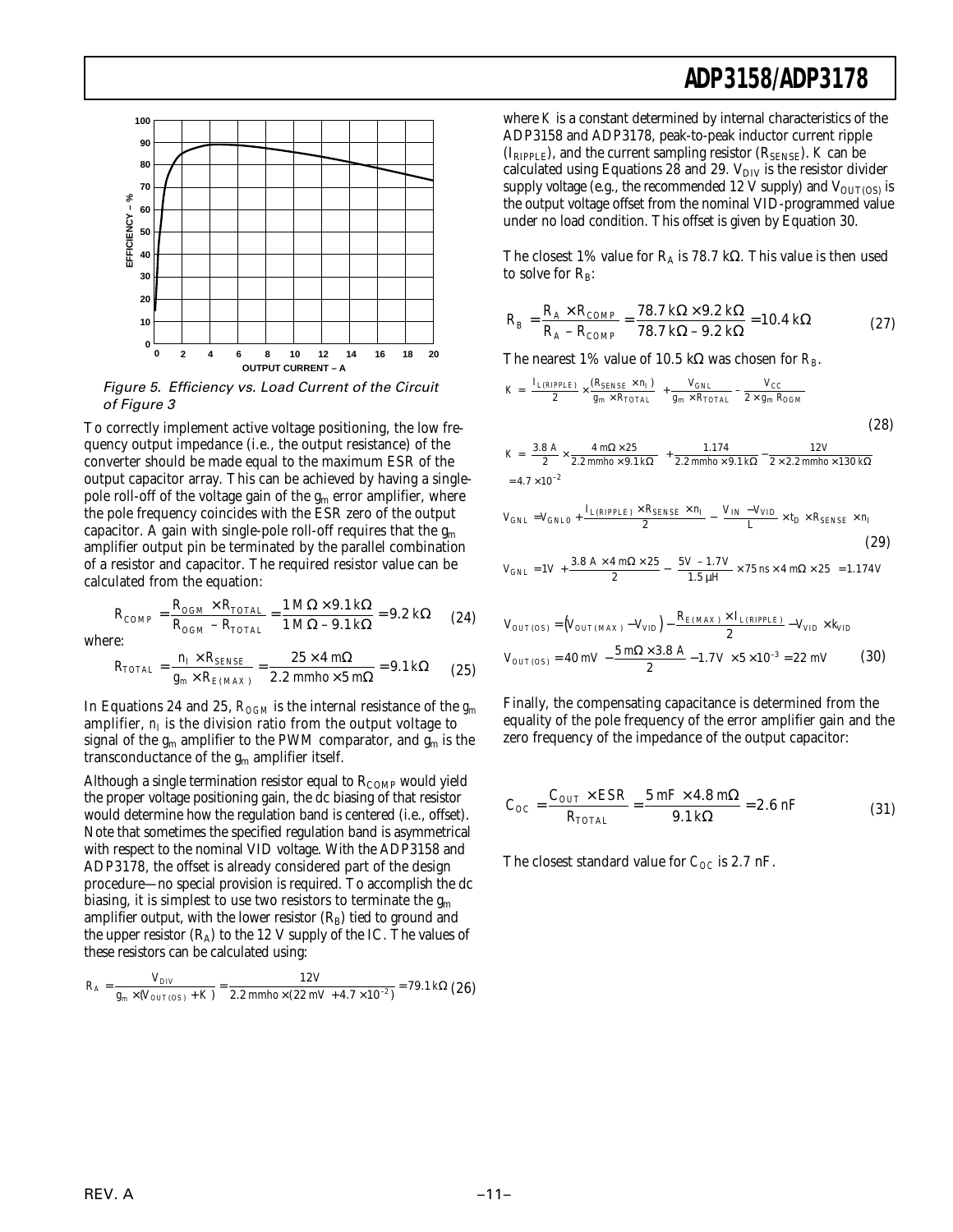Figure 5. Efficiency vs. Load Current of the Circuit of Figure 3

To correctly implement active voltage positioning, the low frequency output impedance (i.e., the output resistance) of the converter should be made equal to the maximum ESR of the output capacitor array. This can be achieved by having a single-pole roll-off of the voltage gain of the $g_m$ error amplifier, where the pole frequency coincides with the ESR zero of the output capacitor. A gain with single-pole roll-off requires that the $g_m$ amplifier output pin be terminated by the parallel combination of a resistor and capacitor. The required resistor value can be calculated from the equation:

$$R_{COMP} = \frac{R_{OGM} \times R_{TOTAL}}{R_{OGM} - R_{TOTAL}} = \frac{1\ M\Omega \times 9.1\ k\Omega}{1\ M\Omega - 9.1\ k\Omega} = 9.2\ k\Omega \quad (24)$$

where:

$$R_{TOTAL} = \frac{n_I \times R_{SENSE}}{g_m \times R_{E(MAX)}} = \frac{25 \times 4\ m\Omega}{2.2\ mmho \times 5\ m\Omega} = 9.1\ k\Omega \quad (25)$$

In Equations 24 and 25, $R_{OGM}$ is the internal resistance of the $g_m$ amplifier, $n_I$ is the division ratio from the output voltage to signal of the $g_m$ amplifier to the PWM comparator, and $g_m$ is the transconductance of the $g_m$ amplifier itself.

Although a single termination resistor equal to $R_{COMP}$ would yield the proper voltage positioning gain, the dc biasing of that resistor would determine how the regulation band is centered (i.e., offset). Note that sometimes the specified regulation band is asymmetrical with respect to the nominal VID voltage. With the ADP3158 and ADP3178, the offset is already considered part of the design procedure—no special provision is required. To accomplish the dc biasing, it is simplest to use two resistors to terminate the $g_m$ amplifier output, with the lower resistor ($R_B$) tied to ground and the upper resistor ($R_A$) to the 12 V supply of the IC. The values of these resistors can be calculated using:

$$R_A = \frac{V_{DIV}}{g_m \times (V_{OUT(OS)} + K)} = \frac{12V}{2.2\ mmho \times (22\ mV + 4.7 \times 10^{-2})} = 79.1\ k\Omega \quad (26)$$

where $K$ is a constant determined by internal characteristics of the ADP3158 and ADP3178, peak-to-peak inductor current ripple ($I_{RIPPLE}$), and the current sampling resistor ($R_{SENSE}$). $K$ can be calculated using Equations 28 and 29. $V_{DIV}$ is the resistor divider supply voltage (e.g., the recommended 12 V supply) and $V_{OUT(OS)}$ is the output voltage offset from the nominal VID-programmed value under no load condition. This offset is given by Equation 30.

The closest 1% value for $R_A$ is 78.7 kΩ. This value is then used to solve for $R_B$:

$$R_B = \frac{R_A \times R_{COMP}}{R_A - R_{COMP}} = \frac{78.7\ k\Omega \times 9.2\ k\Omega}{78.7\ k\Omega - 9.2\ k\Omega} = 10.4\ k\Omega \quad (27)$$

The nearest 1% value of 10.5 kΩ was chosen for $R_B$.

$$K = \frac{I_{L(RIPPLE)}}{2} \times \frac{(R_{SENSE} \times n_I)}{g_m \times R_{TOTAL}} + \frac{V_{GNL}}{g_m \times R_{TOTAL}} - \frac{V_{CC}}{2 \times g_m R_{OGM}} \quad (28)$$

$$K = \frac{3.8\ A}{2} \times \frac{4\ m\Omega \times 25}{2.2\ mmho \times 9.1\ k\Omega} + \frac{1.174}{2.2\ mmho \times 9.1\ k\Omega} - \frac{12V}{2 \times 2.2\ mmho \times 130\ k\Omega} = 4.7 \times 10^{-2}$$

$$V_{GNL} = V_{GNL0} + \frac{I_{L(RIPPLE)} \times R_{SENSE} \times n_I}{2} - \frac{V_{IN} - V_{VID}}{L} \times t_D \times R_{SENSE} \times n_I \quad (29)$$

$$V_{GNL} = 1V + \frac{3.8\ A \times 4\ m\Omega \times 25}{2} - \frac{5V - 1.7V}{1.5\ \mu H} \times 75\ ns \times 4\ m\Omega \times 25 = 1.174V$$

$$V_{OUT(OS)} = \left(V_{OUT(MAX)} - V_{VID}\right) - \frac{R_{E(MAX)} \times I_{L(RIPPLE)}}{2} - V_{VID} \times k_{VID}$$

$$V_{OUT(OS)} = 40\ mV - \frac{5\ m\Omega \times 3.8\ A}{2} - 1.7V \times 5 \times 10^{-3} = 22\ mV \quad (30)$$

Finally, the compensating capacitance is determined from the equality of the pole frequency of the error amplifier gain and the zero frequency of the impedance of the output capacitor:

$$C_{OC} = \frac{C_{OUT} \times ESR}{R_{TOTAL}} = \frac{5\ mF \times 4.8\ m\Omega}{9.1\ k\Omega} = 2.6\ nF \quad (31)$$

The closest standard value for $C_{OC}$ is 2.7 nF.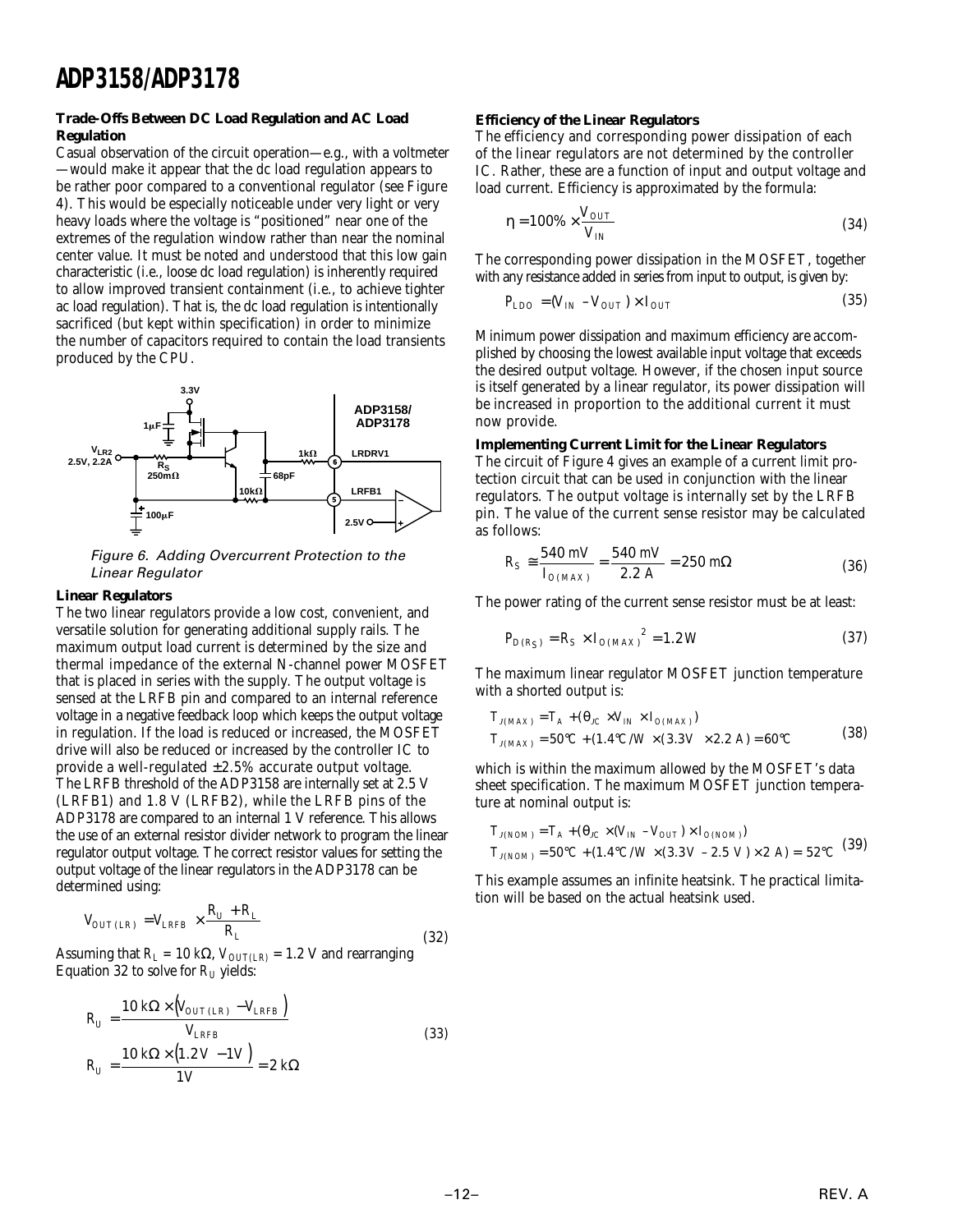## Trade-Offs Between DC Load Regulation and AC Load Regulation

Casual observation of the circuit operation—e.g., with a voltmeter—would make it appear that the dc load regulation appears to be rather poor compared to a conventional regulator (see Figure 4). This would be especially noticeable under very light or very heavy loads where the voltage is "positioned" near one of the extremes of the regulation window rather than near the nominal center value. It must be noted and understood that this low gain characteristic (i.e., loose dc load regulation) is inherently required to allow improved transient containment (i.e., to achieve tighter ac load regulation). That is, the dc load regulation is intentionally sacrificed (but kept within specification) in order to minimize the number of capacitors required to contain the load transients produced by the CPU.

*Figure 6. Adding Overcurrent Protection to the Linear Regulator*

## Linear Regulators

The two linear regulators provide a low cost, convenient, and versatile solution for generating additional supply rails. The maximum output load current is determined by the size and thermal impedance of the external N-channel power MOSFET that is placed in series with the supply. The output voltage is sensed at the LRFB pin and compared to an internal reference voltage in a negative feedback loop which keeps the output voltage in regulation. If the load is reduced or increased, the MOSFET drive will also be reduced or increased by the controller IC to provide a well-regulated ±2.5% accurate output voltage. The LRFB threshold of the ADP3158 are internally set at 2.5 V (LRFB1) and 1.8 V (LRFB2), while the LRFB pins of the ADP3178 are compared to an internal 1 V reference. This allows the use of an external resistor divider network to program the linear regulator output voltage. The correct resistor values for setting the output voltage of the linear regulators in the ADP3178 can be determined using:

$$V_{OUT(LR)} = V_{LRFB} \times \frac{R_U + R_L}{R_L} \tag{32}$$

Assuming that $R_L = 10\ k\Omega$, $V_{OUT(LR)} = 1.2\ V$ and rearranging Equation 32 to solve for $R_U$ yields:

$$R_U = \frac{10\ k\Omega \times \left(V_{OUT(LR)} - V_{LRFB}\right)}{V_{LRFB}}$$
$$R_U = \frac{10\ k\Omega \times \left(1.2\ V - 1\ V\right)}{1\ V} = 2\ k\Omega \tag{33}$$

## Efficiency of the Linear Regulators

The efficiency and corresponding power dissipation of each of the linear regulators are not determined by the controller IC. Rather, these are a function of input and output voltage and load current. Efficiency is approximated by the formula:

$$\eta = 100\% \times \frac{V_{OUT}}{V_{IN}} \tag{34}$$

The corresponding power dissipation in the MOSFET, together with any resistance added in series from input to output, is given by:

$$P_{LDO} = (V_{IN} - V_{OUT}) \times I_{OUT} \tag{35}$$

Minimum power dissipation and maximum efficiency are accomplished by choosing the lowest available input voltage that exceeds the desired output voltage. However, if the chosen input source is itself generated by a linear regulator, its power dissipation will be increased in proportion to the additional current it must now provide.

## Implementing Current Limit for the Linear Regulators

The circuit of Figure 4 gives an example of a current limit protection circuit that can be used in conjunction with the linear regulators. The output voltage is internally set by the LRFB pin. The value of the current sense resistor may be calculated as follows:

$$R_S \cong \frac{540\ mV}{I_{O(MAX)}} = \frac{540\ mV}{2.2\ A} = 250\ m\Omega \tag{36}$$

The power rating of the current sense resistor must be at least:

$$P_{D(R_S)} = R_S \times I_{O(MAX)}{}^2 = 1.2\ W \tag{37}$$

The maximum linear regulator MOSFET junction temperature with a shorted output is:

$$T_{J(MAX)} = T_A + (\theta_{JC} \times V_{IN} \times I_{O(MAX)})$$
$$T_{J(MAX)} = 50°C + (1.4°C/W \times (3.3\ V \times 2.2\ A) = 60°C \tag{38}$$

which is within the maximum allowed by the MOSFET's data sheet specification. The maximum MOSFET junction temperature at nominal output is:

$$T_{J(NOM)} = T_A + (\theta_{JC} \times (V_{IN} - V_{OUT}) \times I_{O(NOM)})$$
$$T_{J(NOM)} = 50°C + (1.4°C/W \times (3.3\ V - 2.5\ V) \times 2\ A) = 52°C \tag{39}$$

This example assumes an infinite heatsink. The practical limitation will be based on the actual heatsink used.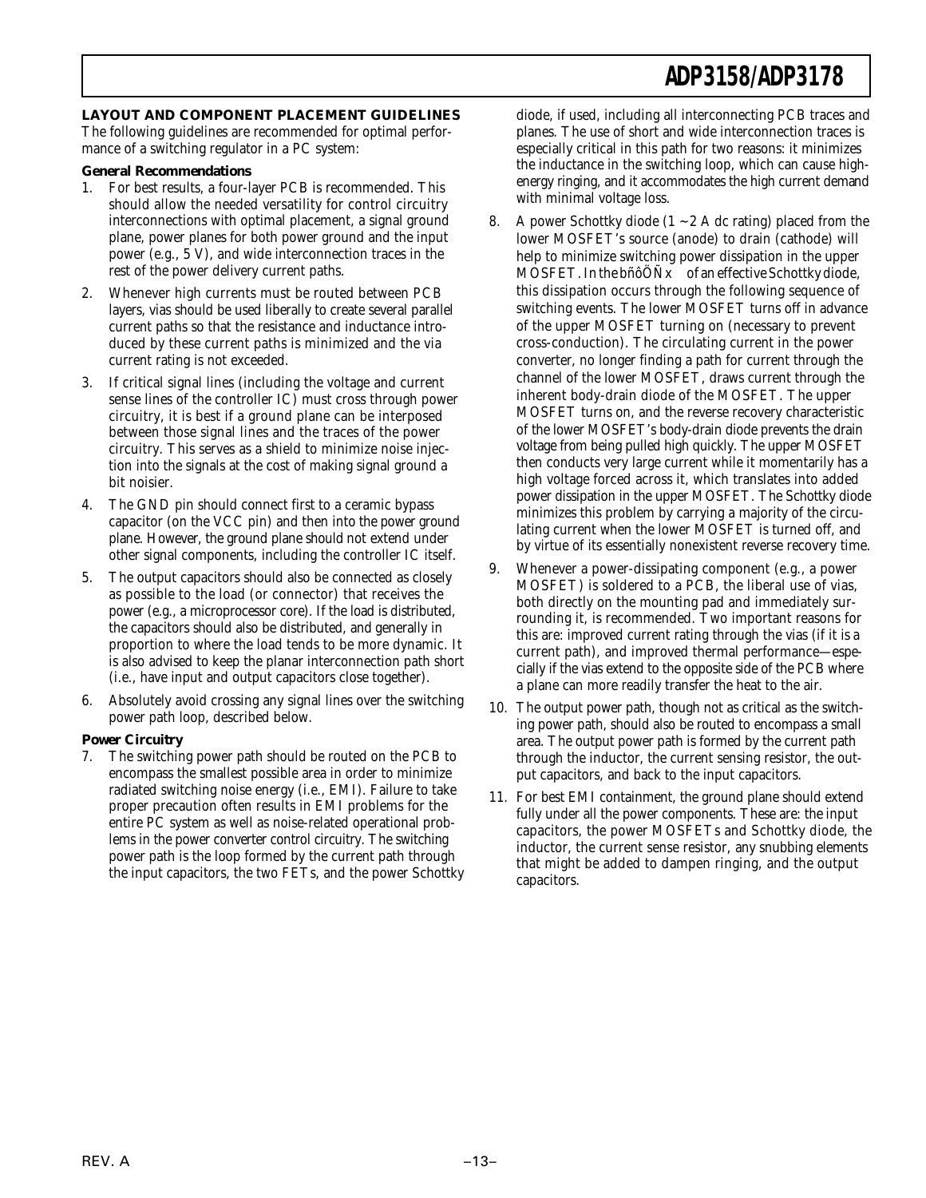## LAYOUT AND COMPONENT PLACEMENT GUIDELINES

The following guidelines are recommended for optimal performance of a switching regulator in a PC system:

### General Recommendations

1. For best results, a four-layer PCB is recommended. This should allow the needed versatility for control circuitry interconnections with optimal placement, a signal ground plane, power planes for both power ground and the input power (e.g., 5 V), and wide interconnection traces in the rest of the power delivery current paths.
2. Whenever high currents must be routed between PCB layers, vias should be used liberally to create several parallel current paths so that the resistance and inductance introduced by these current paths is minimized and the via current rating is not exceeded.
3. If critical signal lines (including the voltage and current sense lines of the controller IC) must cross through power circuitry, it is best if a ground plane can be interposed between those signal lines and the traces of the power circuitry. This serves as a shield to minimize noise injection into the signals at the cost of making signal ground a bit noisier.
4. The GND pin should connect first to a ceramic bypass capacitor (on the VCC pin) and then into the power ground plane. However, the ground plane should not extend under other signal components, including the controller IC itself.
5. The output capacitors should also be connected as closely as possible to the load (or connector) that receives the power (e.g., a microprocessor core). If the load is distributed, the capacitors should also be distributed, and generally in proportion to where the load tends to be more dynamic. It is also advised to keep the planar interconnection path short (i.e., have input and output capacitors close together).
6. Absolutely avoid crossing any signal lines over the switching power path loop, described below.

### Power Circuitry

7. The switching power path should be routed on the PCB to encompass the smallest possible area in order to minimize radiated switching noise energy (i.e., EMI). Failure to take proper precaution often results in EMI problems for the entire PC system as well as noise-related operational problems in the power converter control circuitry. The switching power path is the loop formed by the current path through the input capacitors, the two FETs, and the power Schottky diode, if used, including all interconnecting PCB traces and planes. The use of short and wide interconnection traces is especially critical in this path for two reasons: it minimizes the inductance in the switching loop, which can cause high-energy ringing, and it accommodates the high current demand with minimal voltage loss.
8. A power Schottky diode (1 ~ 2 A dc rating) placed from the lower MOSFET's source (anode) to drain (cathode) will help to minimize switching power dissipation in the upper MOSFET. In the bñôÖÑx of an effective Schottky diode, this dissipation occurs through the following sequence of switching events. The lower MOSFET turns off in advance of the upper MOSFET turning on (necessary to prevent cross-conduction). The circulating current in the power converter, no longer finding a path for current through the channel of the lower MOSFET, draws current through the inherent body-drain diode of the MOSFET. The upper MOSFET turns on, and the reverse recovery characteristic of the lower MOSFET's body-drain diode prevents the drain voltage from being pulled high quickly. The upper MOSFET then conducts very large current while it momentarily has a high voltage forced across it, which translates into added power dissipation in the upper MOSFET. The Schottky diode minimizes this problem by carrying a majority of the circulating current when the lower MOSFET is turned off, and by virtue of its essentially nonexistent reverse recovery time.
9. Whenever a power-dissipating component (e.g., a power MOSFET) is soldered to a PCB, the liberal use of vias, both directly on the mounting pad and immediately surrounding it, is recommended. Two important reasons for this are: improved current rating through the vias (if it is a current path), and improved thermal performance—especially if the vias extend to the opposite side of the PCB where a plane can more readily transfer the heat to the air.
10. The output power path, though not as critical as the switching power path, should also be routed to encompass a small area. The output power path is formed by the current path through the inductor, the current sensing resistor, the output capacitors, and back to the input capacitors.
11. For best EMI containment, the ground plane should extend fully under all the power components. These are: the input capacitors, the power MOSFETs and Schottky diode, the inductor, the current sense resistor, any snubbing elements that might be added to dampen ringing, and the output capacitors.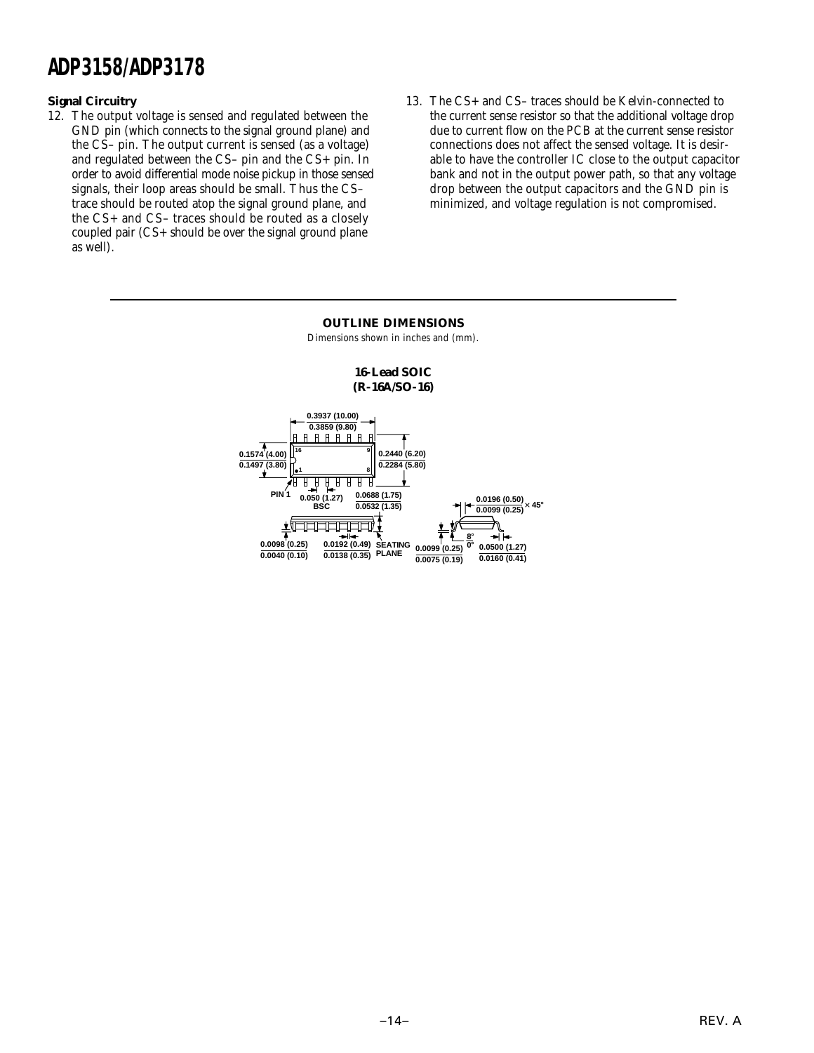### Signal Circuitry

12. The output voltage is sensed and regulated between the GND pin (which connects to the signal ground plane) and the CS– pin. The output current is sensed (as a voltage) and regulated between the CS– pin and the CS+ pin. In order to avoid differential mode noise pickup in those sensed signals, their loop areas should be small. Thus the CS– trace should be routed atop the signal ground plane, and the CS+ and CS– traces should be routed as a closely coupled pair (CS+ should be over the signal ground plane as well).

13. The CS+ and CS– traces should be Kelvin-connected to the current sense resistor so that the additional voltage drop due to current flow on the PCB at the current sense resistor connections does not affect the sensed voltage. It is desirable to have the controller IC close to the output capacitor bank and not in the output power path, so that any voltage drop between the output capacitors and the GND pin is minimized, and voltage regulation is not compromised.

## OUTLINE DIMENSIONS

*Dimensions shown in inches and (mm).*

**16-Lead SOIC (R-16A/SO-16)**

0.3937 (10.00) / 0.3859 (9.80)

0.1574 (4.00) / 0.1497 (3.80)

0.2440 (6.20) / 0.2284 (5.80)

PIN 1

0.050 (1.27) BSC

0.0688 (1.75) / 0.0532 (1.35)

0.0196 (0.50) / 0.0099 (0.25) × 45°

0.0098 (0.25) / 0.0040 (0.10)

0.0192 (0.49) / 0.0138 (0.35)

SEATING PLANE

0.0099 (0.25) / 0.0075 (0.19)

8° / 0°

0.0500 (1.27) / 0.0160 (0.41)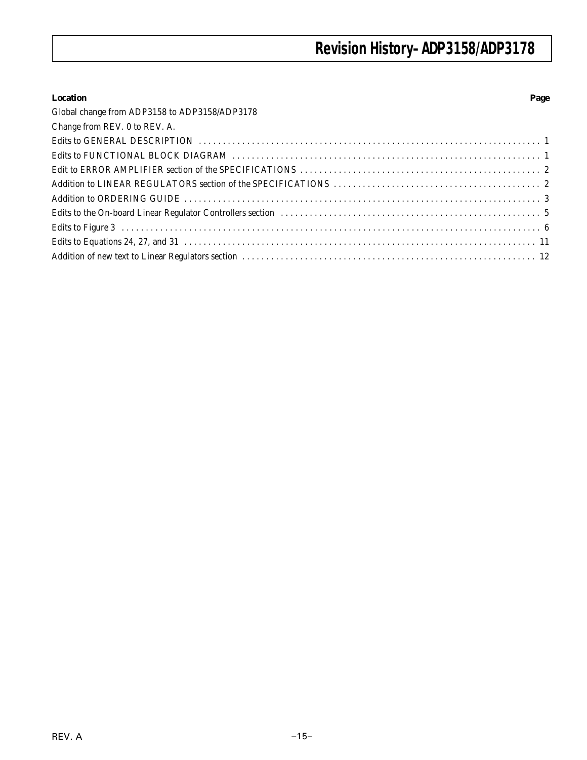# Revision History–ADP3158/ADP3178

| Location | Page |
| --- | --- |
| Global change from ADP3158 to ADP3158/ADP3178 | |
| Change from REV. 0 to REV. A. | |
| Edits to GENERAL DESCRIPTION | 1 |
| Edits to FUNCTIONAL BLOCK DIAGRAM | 1 |
| Edit to ERROR AMPLIFIER section of the SPECIFICATIONS | 2 |
| Addition to LINEAR REGULATORS section of the SPECIFICATIONS | 2 |
| Addition to ORDERING GUIDE | 3 |
| Edits to the On-board Linear Regulator Controllers section | 5 |
| Edits to Figure 3 | 6 |
| Edits to Equations 24, 27, and 31 | 11 |
| Addition of new text to Linear Regulators section | 12 |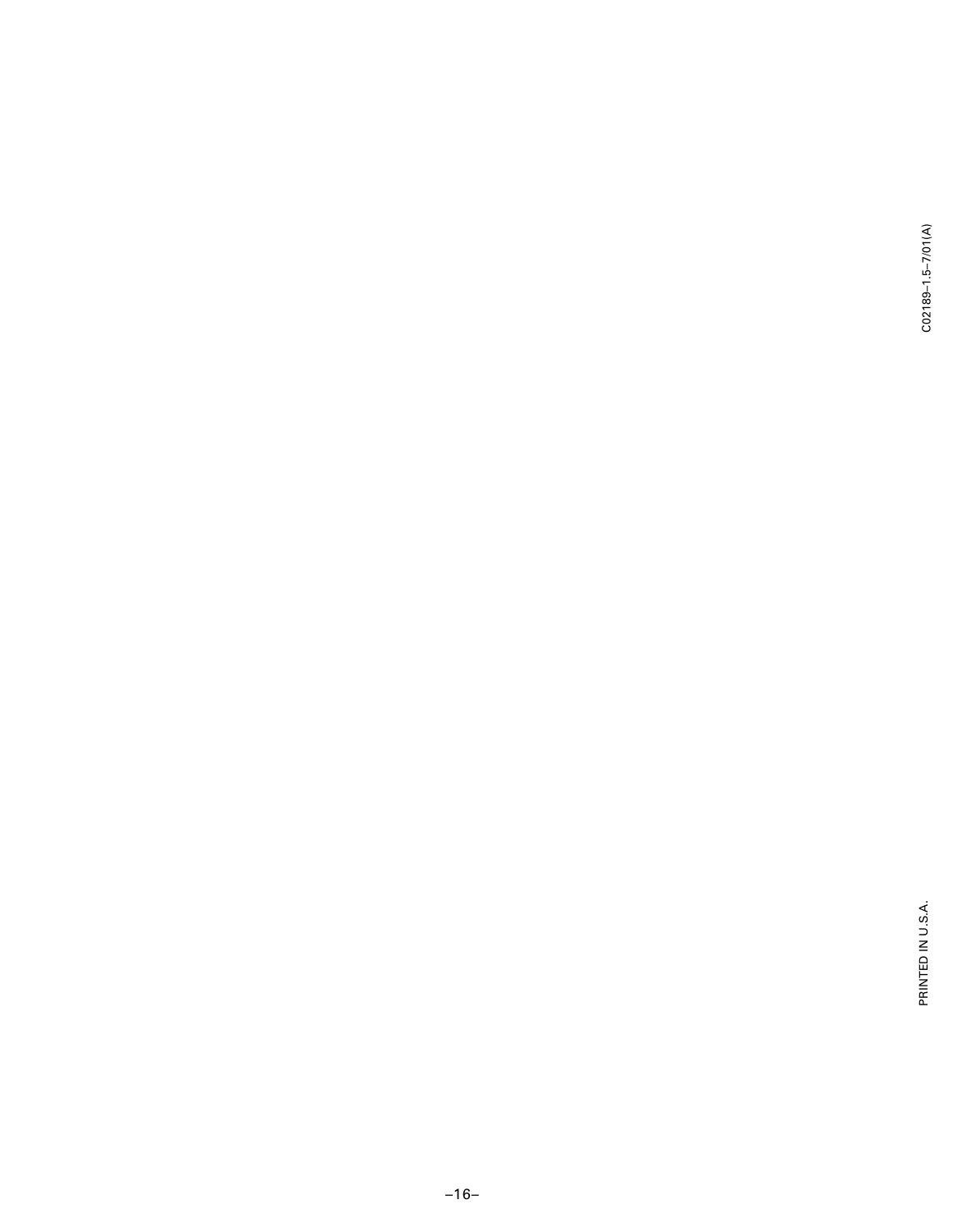C02189–1.5–7/01(A)

PRINTED IN U.S.A.